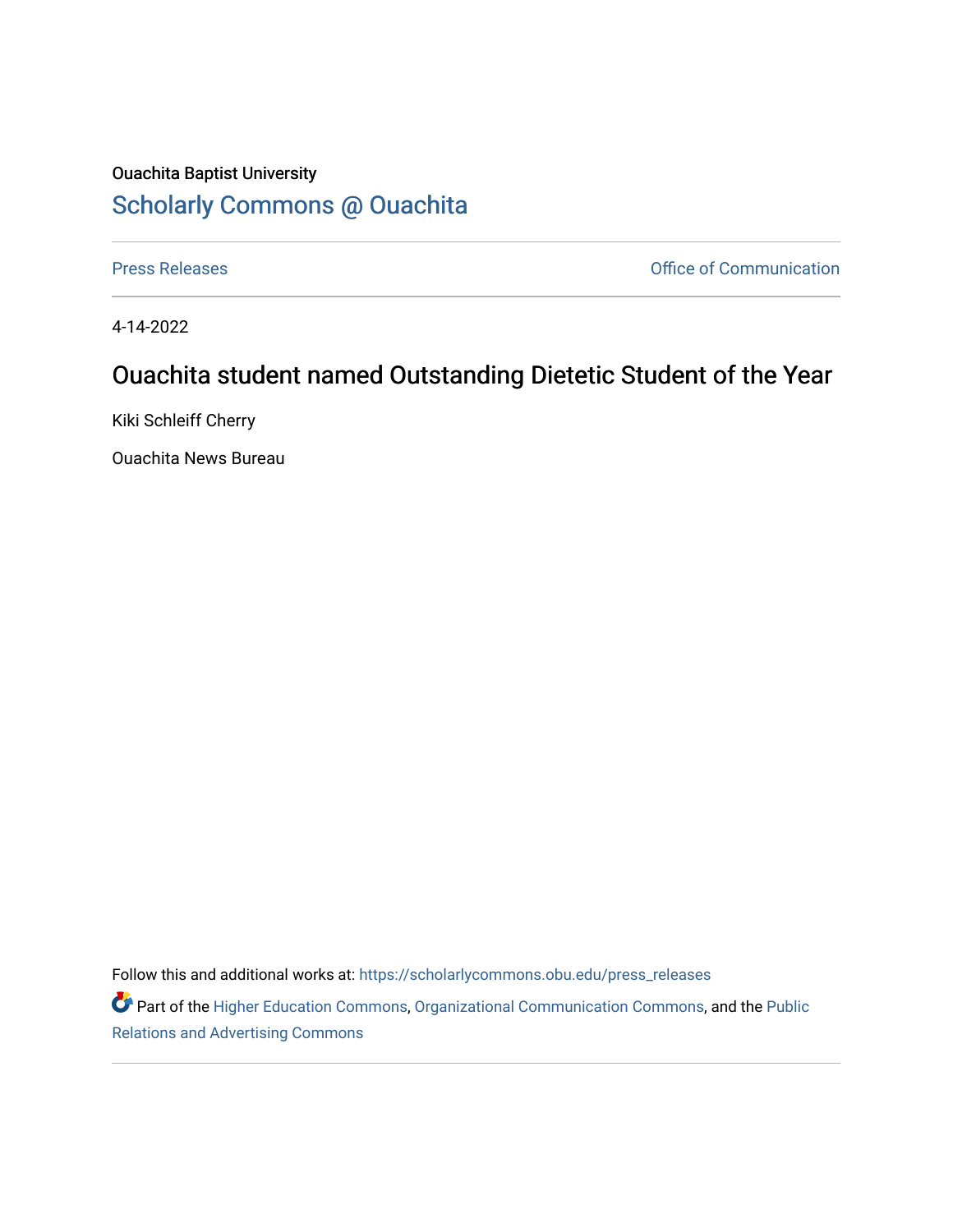Ouachita Baptist University

## Scholarly Commons @ Ouachita

Press Releases | Office of Communication

4-14-2022

# Ouachita student named Outstanding Dietetic Student of the Year

Kiki Schleiff Cherry

Ouachita News Bureau

Follow this and additional works at: https://scholarlycommons.obu.edu/press_releases

Part of the Higher Education Commons, Organizational Communication Commons, and the Public Relations and Advertising Commons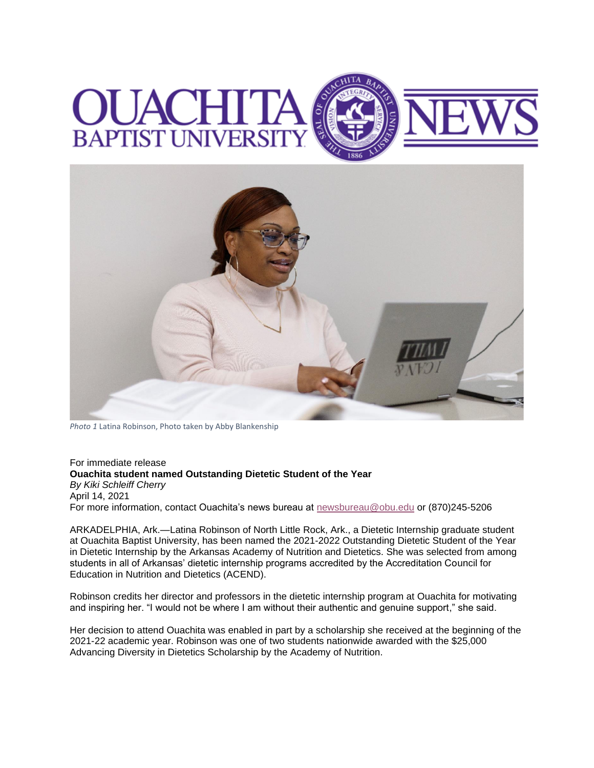*Photo 1* Latina Robinson, Photo taken by Abby Blankenship

For immediate release

**Ouachita student named Outstanding Dietetic Student of the Year**

*By Kiki Schleiff Cherry*

April 14, 2021

For more information, contact Ouachita's news bureau at newsbureau@obu.edu or (870)245-5206

ARKADELPHIA, Ark.—Latina Robinson of North Little Rock, Ark., a Dietetic Internship graduate student at Ouachita Baptist University, has been named the 2021-2022 Outstanding Dietetic Student of the Year in Dietetic Internship by the Arkansas Academy of Nutrition and Dietetics. She was selected from among students in all of Arkansas' dietetic internship programs accredited by the Accreditation Council for Education in Nutrition and Dietetics (ACEND).

Robinson credits her director and professors in the dietetic internship program at Ouachita for motivating and inspiring her. "I would not be where I am without their authentic and genuine support," she said.

Her decision to attend Ouachita was enabled in part by a scholarship she received at the beginning of the 2021-22 academic year. Robinson was one of two students nationwide awarded with the $25,000 Advancing Diversity in Dietetics Scholarship by the Academy of Nutrition.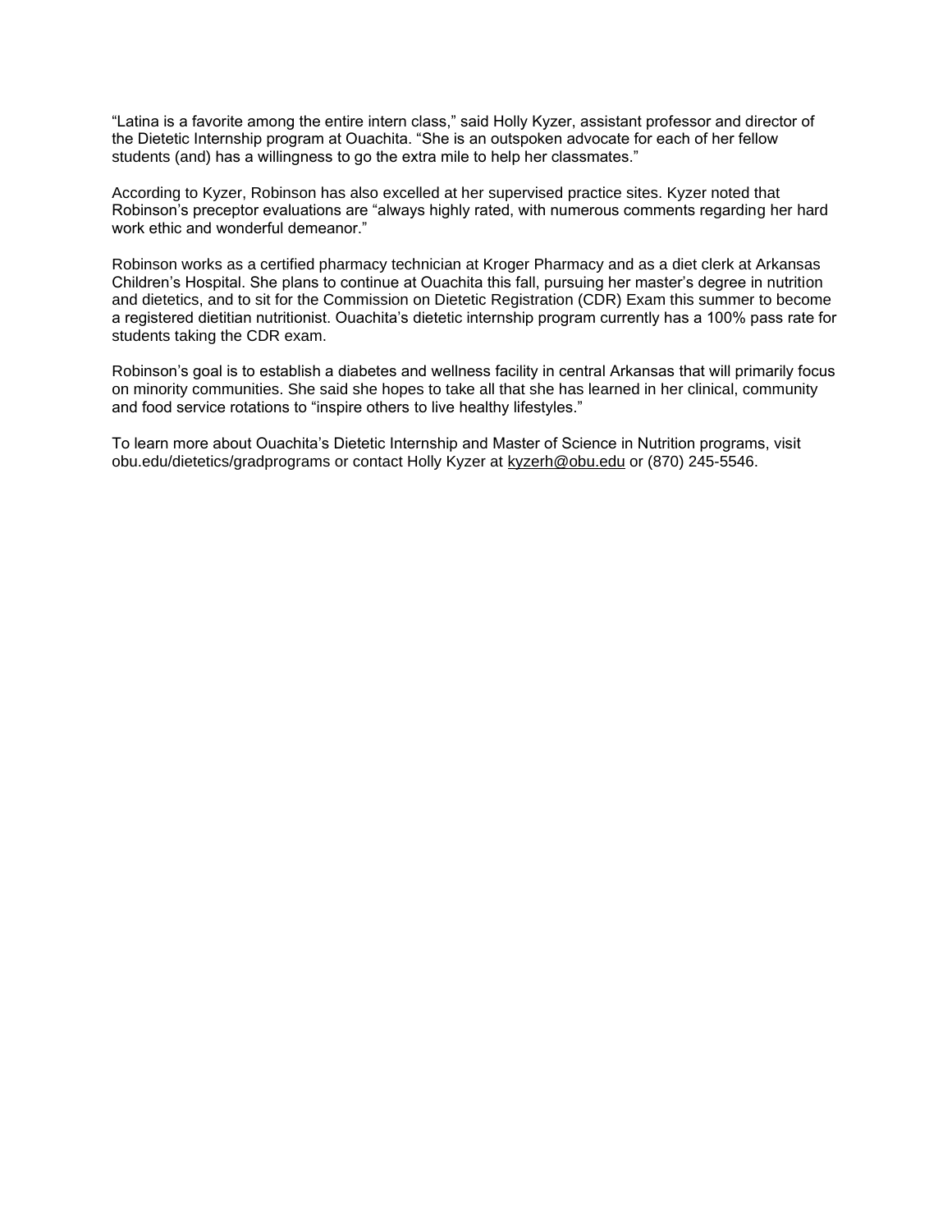"Latina is a favorite among the entire intern class," said Holly Kyzer, assistant professor and director of the Dietetic Internship program at Ouachita. "She is an outspoken advocate for each of her fellow students (and) has a willingness to go the extra mile to help her classmates."

According to Kyzer, Robinson has also excelled at her supervised practice sites. Kyzer noted that Robinson's preceptor evaluations are "always highly rated, with numerous comments regarding her hard work ethic and wonderful demeanor."

Robinson works as a certified pharmacy technician at Kroger Pharmacy and as a diet clerk at Arkansas Children's Hospital. She plans to continue at Ouachita this fall, pursuing her master's degree in nutrition and dietetics, and to sit for the Commission on Dietetic Registration (CDR) Exam this summer to become a registered dietitian nutritionist. Ouachita's dietetic internship program currently has a 100% pass rate for students taking the CDR exam.

Robinson's goal is to establish a diabetes and wellness facility in central Arkansas that will primarily focus on minority communities. She said she hopes to take all that she has learned in her clinical, community and food service rotations to "inspire others to live healthy lifestyles."

To learn more about Ouachita's Dietetic Internship and Master of Science in Nutrition programs, visit obu.edu/dietetics/gradprograms or contact Holly Kyzer at kyzerh@obu.edu or (870) 245-5546.